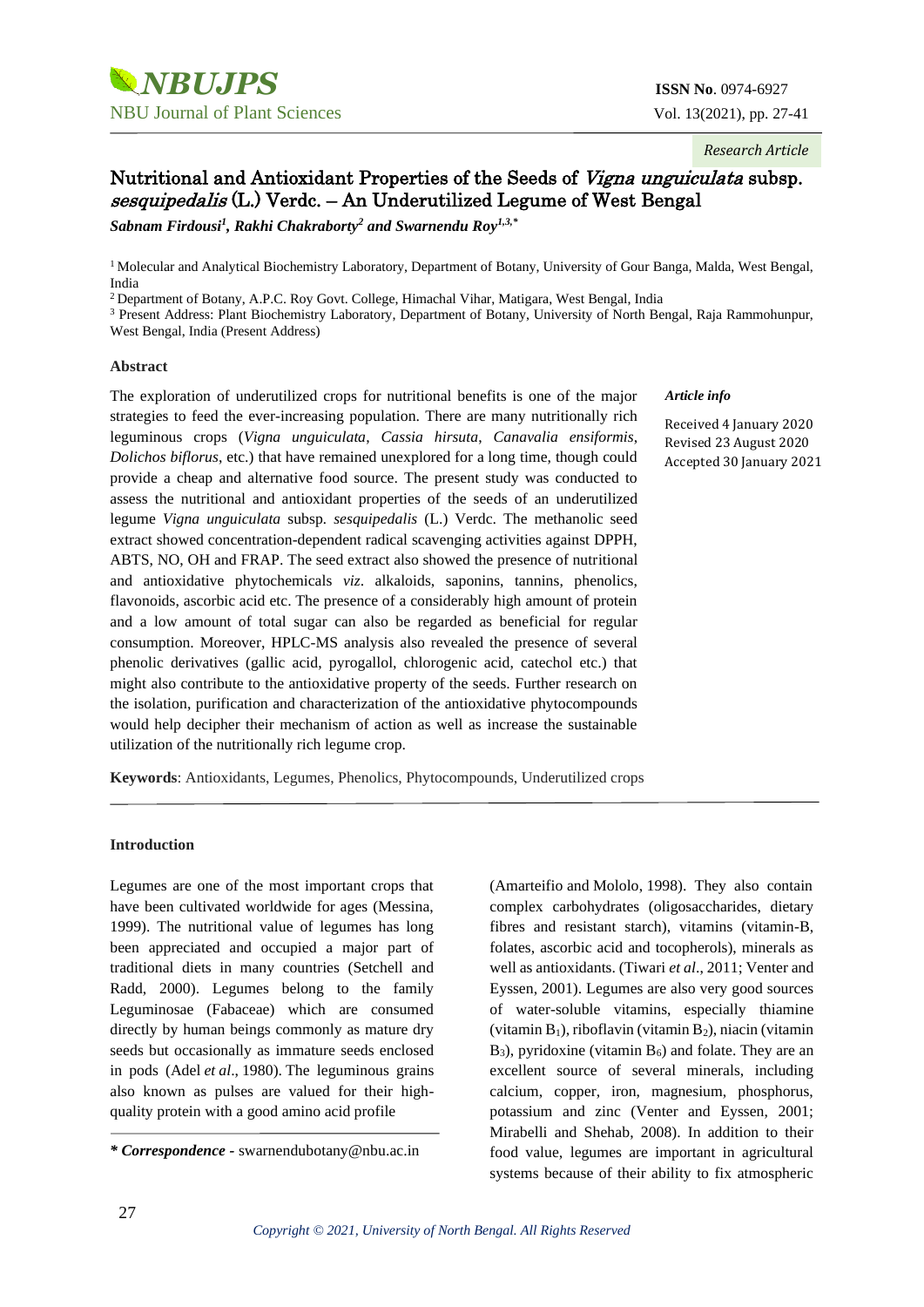Research Article

# Nutritional and Antioxidant Properties of the Seeds of *Vigna unguiculata* subsp. *sesquipedalis* (L.) Verdc. – An Underutilized Legume of West Bengal

***Sabnam Firdousi[1], Rakhi Chakraborty[2] and Swarnendu Roy[1,3,*]***

[1] Molecular and Analytical Biochemistry Laboratory, Department of Botany, University of Gour Banga, Malda, West Bengal, India

[2] Department of Botany, A.P.C. Roy Govt. College, Himachal Vihar, Matigara, West Bengal, India

[3] Present Address: Plant Biochemistry Laboratory, Department of Botany, University of North Bengal, Raja Rammohunpur, West Bengal, India (Present Address)

## Abstract

The exploration of underutilized crops for nutritional benefits is one of the major strategies to feed the ever-increasing population. There are many nutritionally rich leguminous crops (*Vigna unguiculata*, *Cassia hirsuta*, *Canavalia ensiformis*, *Dolichos biflorus*, etc.) that have remained unexplored for a long time, though could provide a cheap and alternative food source. The present study was conducted to assess the nutritional and antioxidant properties of the seeds of an underutilized legume *Vigna unguiculata* subsp. *sesquipedalis* (L.) Verdc. The methanolic seed extract showed concentration-dependent radical scavenging activities against DPPH, ABTS, NO, OH and FRAP. The seed extract also showed the presence of nutritional and antioxidative phytochemicals *viz*. alkaloids, saponins, tannins, phenolics, flavonoids, ascorbic acid etc. The presence of a considerably high amount of protein and a low amount of total sugar can also be regarded as beneficial for regular consumption. Moreover, HPLC-MS analysis also revealed the presence of several phenolic derivatives (gallic acid, pyrogallol, chlorogenic acid, catechol etc.) that might also contribute to the antioxidative property of the seeds. Further research on the isolation, purification and characterization of the antioxidative phytocompounds would help decipher their mechanism of action as well as increase the sustainable utilization of the nutritionally rich legume crop.

***Article info***

Received 4 January 2020
Revised 23 August 2020
Accepted 30 January 2021

**Keywords**: Antioxidants, Legumes, Phenolics, Phytocompounds, Underutilized crops

## Introduction

Legumes are one of the most important crops that have been cultivated worldwide for ages (Messina, 1999). The nutritional value of legumes has long been appreciated and occupied a major part of traditional diets in many countries (Setchell and Radd, 2000). Legumes belong to the family Leguminosae (Fabaceae) which are consumed directly by human beings commonly as mature dry seeds but occasionally as immature seeds enclosed in pods (Adel *et al*., 1980). The leguminous grains also known as pulses are valued for their high-quality protein with a good amino acid profile (Amarteifio and Mololo, 1998). They also contain complex carbohydrates (oligosaccharides, dietary fibres and resistant starch), vitamins (vitamin-B, folates, ascorbic acid and tocopherols), minerals as well as antioxidants. (Tiwari *et al*., 2011; Venter and Eyssen, 2001). Legumes are also very good sources of water-soluble vitamins, especially thiamine (vitamin $B_1$), riboflavin (vitamin $B_2$), niacin (vitamin $B_3$), pyridoxine (vitamin $B_6$) and folate. They are an excellent source of several minerals, including calcium, copper, iron, magnesium, phosphorus, potassium and zinc (Venter and Eyssen, 2001; Mirabelli and Shehab, 2008). In addition to their food value, legumes are important in agricultural systems because of their ability to fix atmospheric

***\* Correspondence*** - swarnendubotany@nbu.ac.in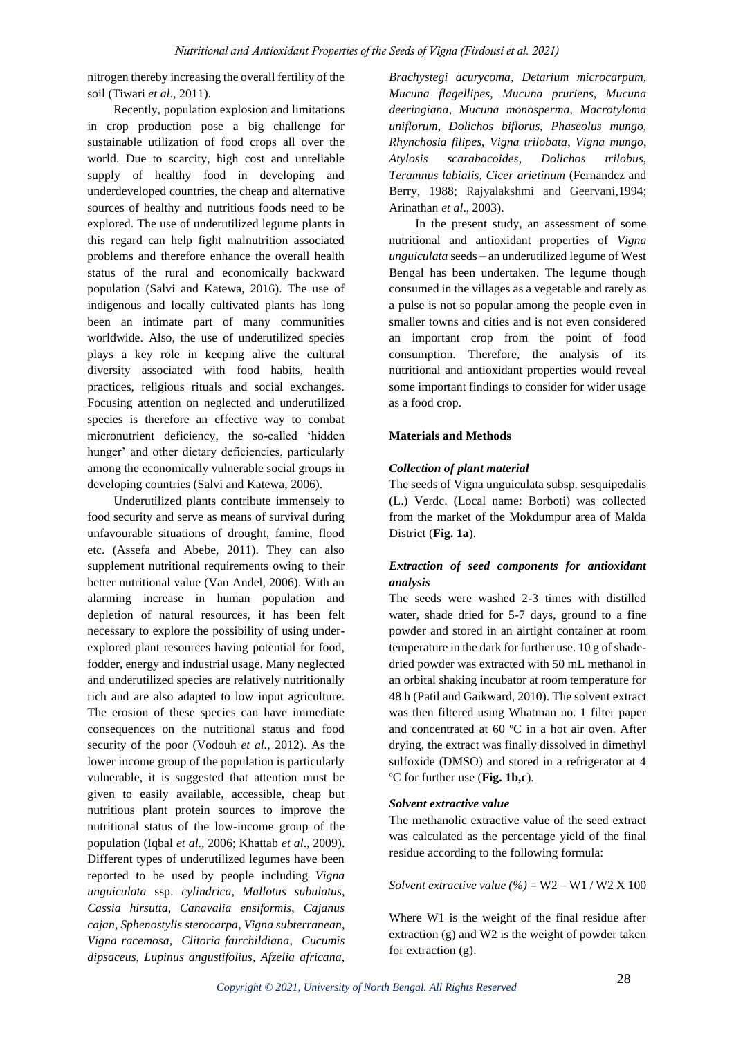nitrogen thereby increasing the overall fertility of the soil (Tiwari *et al*., 2011).

Recently, population explosion and limitations in crop production pose a big challenge for sustainable utilization of food crops all over the world. Due to scarcity, high cost and unreliable supply of healthy food in developing and underdeveloped countries, the cheap and alternative sources of healthy and nutritious foods need to be explored. The use of underutilized legume plants in this regard can help fight malnutrition associated problems and therefore enhance the overall health status of the rural and economically backward population (Salvi and Katewa, 2016). The use of indigenous and locally cultivated plants has long been an intimate part of many communities worldwide. Also, the use of underutilized species plays a key role in keeping alive the cultural diversity associated with food habits, health practices, religious rituals and social exchanges. Focusing attention on neglected and underutilized species is therefore an effective way to combat micronutrient deficiency, the so-called 'hidden hunger' and other dietary deficiencies, particularly among the economically vulnerable social groups in developing countries (Salvi and Katewa, 2006).

Underutilized plants contribute immensely to food security and serve as means of survival during unfavourable situations of drought, famine, flood etc. (Assefa and Abebe, 2011). They can also supplement nutritional requirements owing to their better nutritional value (Van Andel, 2006). With an alarming increase in human population and depletion of natural resources, it has been felt necessary to explore the possibility of using under-explored plant resources having potential for food, fodder, energy and industrial usage. Many neglected and underutilized species are relatively nutritionally rich and are also adapted to low input agriculture. The erosion of these species can have immediate consequences on the nutritional status and food security of the poor (Vodouh *et al.*, 2012). As the lower income group of the population is particularly vulnerable, it is suggested that attention must be given to easily available, accessible, cheap but nutritious plant protein sources to improve the nutritional status of the low-income group of the population (Iqbal *et al*., 2006; Khattab *et al*., 2009). Different types of underutilized legumes have been reported to be used by people including *Vigna unguiculata* ssp. *cylindrica*, *Mallotus subulatus*, *Cassia hirsutta*, *Canavalia ensiformis*, *Cajanus cajan*, *Sphenostylis sterocarpa*, *Vigna subterranean*, *Vigna racemosa*, *Clitoria fairchildiana*, *Cucumis dipsaceus*, *Lupinus angustifolius*, *Afzelia africana*, *Brachystegi acurycoma*, *Detarium microcarpum*, *Mucuna flagellipes*, *Mucuna pruriens*, *Mucuna deeringiana*, *Mucuna monosperma*, *Macrotyloma uniflorum*, *Dolichos biflorus*, *Phaseolus mungo*, *Rhynchosia filipes*, *Vigna trilobata*, *Vigna mungo*, *Atylosis scarabacoides*, *Dolichos trilobus*, *Teramnus labialis*, *Cicer arietinum* (Fernandez and Berry, 1988; Rajyalakshmi and Geervani,1994; Arinathan *et al*., 2003).

In the present study, an assessment of some nutritional and antioxidant properties of *Vigna unguiculata* seeds – an underutilized legume of West Bengal has been undertaken. The legume though consumed in the villages as a vegetable and rarely as a pulse is not so popular among the people even in smaller towns and cities and is not even considered an important crop from the point of food consumption. Therefore, the analysis of its nutritional and antioxidant properties would reveal some important findings to consider for wider usage as a food crop.

## Materials and Methods

### *Collection of plant material*

The seeds of Vigna unguiculata subsp. sesquipedalis (L.) Verdc. (Local name: Borboti) was collected from the market of the Mokdumpur area of Malda District (**Fig. 1a**).

### *Extraction of seed components for antioxidant analysis*

The seeds were washed 2-3 times with distilled water, shade dried for 5-7 days, ground to a fine powder and stored in an airtight container at room temperature in the dark for further use. 10 g of shade-dried powder was extracted with 50 mL methanol in an orbital shaking incubator at room temperature for 48 h (Patil and Gaikward, 2010). The solvent extract was then filtered using Whatman no. 1 filter paper and concentrated at 60 ºC in a hot air oven. After drying, the extract was finally dissolved in dimethyl sulfoxide (DMSO) and stored in a refrigerator at 4 ºC for further use (**Fig. 1b,c**).

### *Solvent extractive value*

The methanolic extractive value of the seed extract was calculated as the percentage yield of the final residue according to the following formula:

*Solvent extractive value (%)* = W2 – W1 / W2 X 100

Where W1 is the weight of the final residue after extraction (g) and W2 is the weight of powder taken for extraction (g).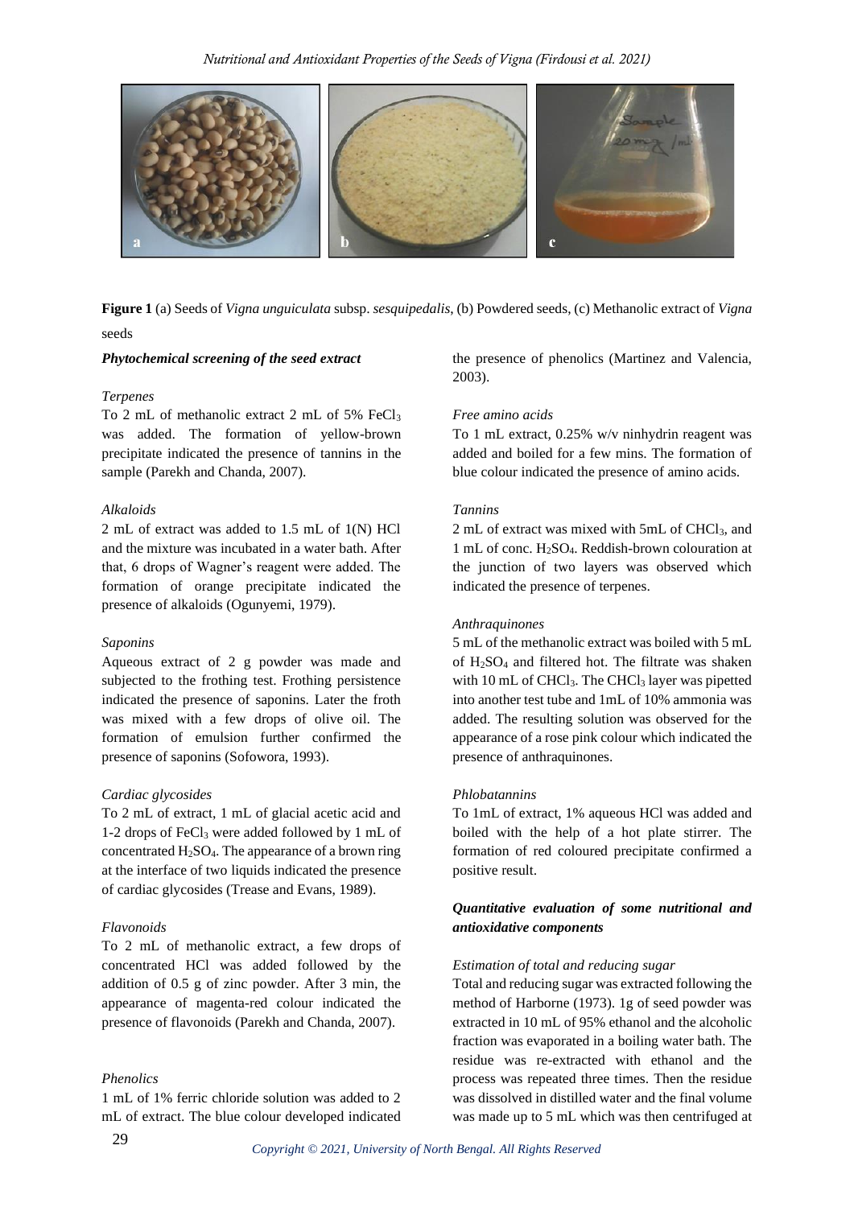**Figure 1** (a) Seeds of *Vigna unguiculata* subsp. *sesquipedalis*, (b) Powdered seeds, (c) Methanolic extract of *Vigna* seeds

***Phytochemical screening of the seed extract***

*Terpenes*

To 2 mL of methanolic extract 2 mL of 5% $FeCl_3$ was added. The formation of yellow-brown precipitate indicated the presence of tannins in the sample (Parekh and Chanda, 2007).

*Alkaloids*

2 mL of extract was added to 1.5 mL of 1(N) HCl and the mixture was incubated in a water bath. After that, 6 drops of Wagner's reagent were added. The formation of orange precipitate indicated the presence of alkaloids (Ogunyemi, 1979).

*Saponins*

Aqueous extract of 2 g powder was made and subjected to the frothing test. Frothing persistence indicated the presence of saponins. Later the froth was mixed with a few drops of olive oil. The formation of emulsion further confirmed the presence of saponins (Sofowora, 1993).

*Cardiac glycosides*

To 2 mL of extract, 1 mL of glacial acetic acid and 1-2 drops of $FeCl_3$ were added followed by 1 mL of concentrated $H_2SO_4$. The appearance of a brown ring at the interface of two liquids indicated the presence of cardiac glycosides (Trease and Evans, 1989).

*Flavonoids*

To 2 mL of methanolic extract, a few drops of concentrated HCl was added followed by the addition of 0.5 g of zinc powder. After 3 min, the appearance of magenta-red colour indicated the presence of flavonoids (Parekh and Chanda, 2007).

*Phenolics*

1 mL of 1% ferric chloride solution was added to 2 mL of extract. The blue colour developed indicated the presence of phenolics (Martinez and Valencia, 2003).

*Free amino acids*

To 1 mL extract, 0.25% w/v ninhydrin reagent was added and boiled for a few mins. The formation of blue colour indicated the presence of amino acids.

*Tannins*

2 mL of extract was mixed with 5mL of $CHCl_3$, and 1 mL of conc. $H_2SO_4$. Reddish-brown colouration at the junction of two layers was observed which indicated the presence of terpenes.

*Anthraquinones*

5 mL of the methanolic extract was boiled with 5 mL of $H_2SO_4$ and filtered hot. The filtrate was shaken with 10 mL of $CHCl_3$. The $CHCl_3$ layer was pipetted into another test tube and 1mL of 10% ammonia was added. The resulting solution was observed for the appearance of a rose pink colour which indicated the presence of anthraquinones.

*Phlobatannins*

To 1mL of extract, 1% aqueous HCl was added and boiled with the help of a hot plate stirrer. The formation of red coloured precipitate confirmed a positive result.

***Quantitative evaluation of some nutritional and antioxidative components***

*Estimation of total and reducing sugar*

Total and reducing sugar was extracted following the method of Harborne (1973). 1g of seed powder was extracted in 10 mL of 95% ethanol and the alcoholic fraction was evaporated in a boiling water bath. The residue was re-extracted with ethanol and the process was repeated three times. Then the residue was dissolved in distilled water and the final volume was made up to 5 mL which was then centrifuged at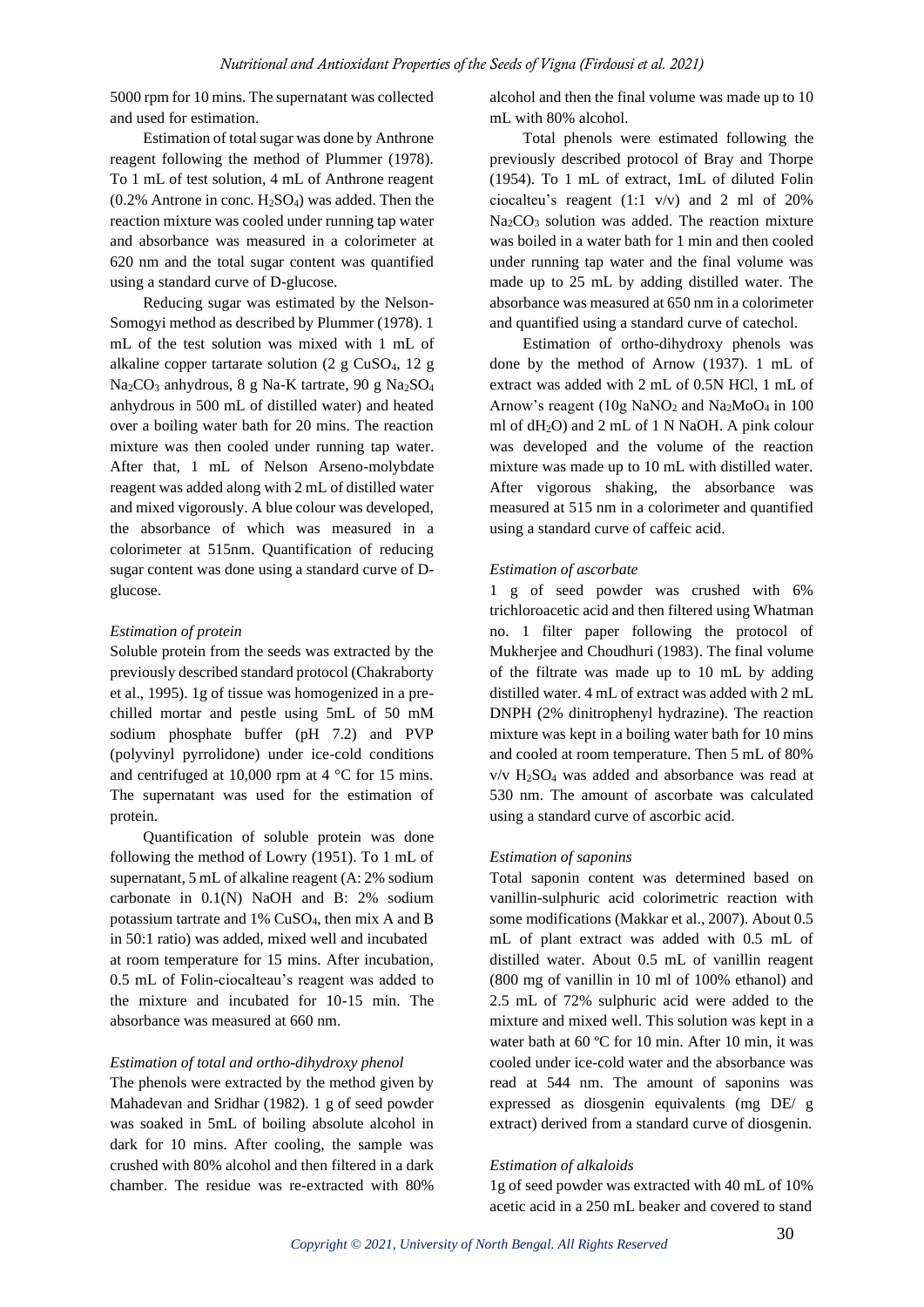5000 rpm for 10 mins. The supernatant was collected and used for estimation.

Estimation of total sugar was done by Anthrone reagent following the method of Plummer (1978). To 1 mL of test solution, 4 mL of Anthrone reagent (0.2% Antrone in conc. $H_2SO_4$) was added. Then the reaction mixture was cooled under running tap water and absorbance was measured in a colorimeter at 620 nm and the total sugar content was quantified using a standard curve of D-glucose.

Reducing sugar was estimated by the Nelson-Somogyi method as described by Plummer (1978). 1 mL of the test solution was mixed with 1 mL of alkaline copper tartarate solution (2 g $CuSO_4$, 12 g $Na_2CO_3$ anhydrous, 8 g Na-K tartrate, 90 g $Na_2SO_4$ anhydrous in 500 mL of distilled water) and heated over a boiling water bath for 20 mins. The reaction mixture was then cooled under running tap water. After that, 1 mL of Nelson Arseno-molybdate reagent was added along with 2 mL of distilled water and mixed vigorously. A blue colour was developed, the absorbance of which was measured in a colorimeter at 515nm. Quantification of reducing sugar content was done using a standard curve of D-glucose.

*Estimation of protein*

Soluble protein from the seeds was extracted by the previously described standard protocol (Chakraborty et al., 1995). 1g of tissue was homogenized in a pre-chilled mortar and pestle using 5mL of 50 mM sodium phosphate buffer (pH 7.2) and PVP (polyvinyl pyrrolidone) under ice-cold conditions and centrifuged at 10,000 rpm at 4 °C for 15 mins. The supernatant was used for the estimation of protein.

Quantification of soluble protein was done following the method of Lowry (1951). To 1 mL of supernatant, 5 mL of alkaline reagent (A: 2% sodium carbonate in 0.1(N) NaOH and B: 2% sodium potassium tartrate and 1% $CuSO_4$, then mix A and B in 50:1 ratio) was added, mixed well and incubated at room temperature for 15 mins. After incubation, 0.5 mL of Folin-ciocalteau's reagent was added to the mixture and incubated for 10-15 min. The absorbance was measured at 660 nm.

*Estimation of total and ortho-dihydroxy phenol*

The phenols were extracted by the method given by Mahadevan and Sridhar (1982). 1 g of seed powder was soaked in 5mL of boiling absolute alcohol in dark for 10 mins. After cooling, the sample was crushed with 80% alcohol and then filtered in a dark chamber. The residue was re-extracted with 80% alcohol and then the final volume was made up to 10 mL with 80% alcohol.

Total phenols were estimated following the previously described protocol of Bray and Thorpe (1954). To 1 mL of extract, 1mL of diluted Folin ciocalteu's reagent (1:1 v/v) and 2 ml of 20% $Na_2CO_3$ solution was added. The reaction mixture was boiled in a water bath for 1 min and then cooled under running tap water and the final volume was made up to 25 mL by adding distilled water. The absorbance was measured at 650 nm in a colorimeter and quantified using a standard curve of catechol.

Estimation of ortho-dihydroxy phenols was done by the method of Arnow (1937). 1 mL of extract was added with 2 mL of 0.5N HCl, 1 mL of Arnow's reagent (10g $NaNO_2$ and $Na_2MoO_4$ in 100 ml of $dH_2O$) and 2 mL of 1 N NaOH. A pink colour was developed and the volume of the reaction mixture was made up to 10 mL with distilled water. After vigorous shaking, the absorbance was measured at 515 nm in a colorimeter and quantified using a standard curve of caffeic acid.

*Estimation of ascorbate*

1 g of seed powder was crushed with 6% trichloroacetic acid and then filtered using Whatman no. 1 filter paper following the protocol of Mukherjee and Choudhuri (1983). The final volume of the filtrate was made up to 10 mL by adding distilled water. 4 mL of extract was added with 2 mL DNPH (2% dinitrophenyl hydrazine). The reaction mixture was kept in a boiling water bath for 10 mins and cooled at room temperature. Then 5 mL of 80% v/v $H_2SO_4$ was added and absorbance was read at 530 nm. The amount of ascorbate was calculated using a standard curve of ascorbic acid.

*Estimation of saponins*

Total saponin content was determined based on vanillin-sulphuric acid colorimetric reaction with some modifications (Makkar et al., 2007). About 0.5 mL of plant extract was added with 0.5 mL of distilled water. About 0.5 mL of vanillin reagent (800 mg of vanillin in 10 ml of 100% ethanol) and 2.5 mL of 72% sulphuric acid were added to the mixture and mixed well. This solution was kept in a water bath at 60 ºC for 10 min. After 10 min, it was cooled under ice-cold water and the absorbance was read at 544 nm. The amount of saponins was expressed as diosgenin equivalents (mg DE/ g extract) derived from a standard curve of diosgenin.

*Estimation of alkaloids*

1g of seed powder was extracted with 40 mL of 10% acetic acid in a 250 mL beaker and covered to stand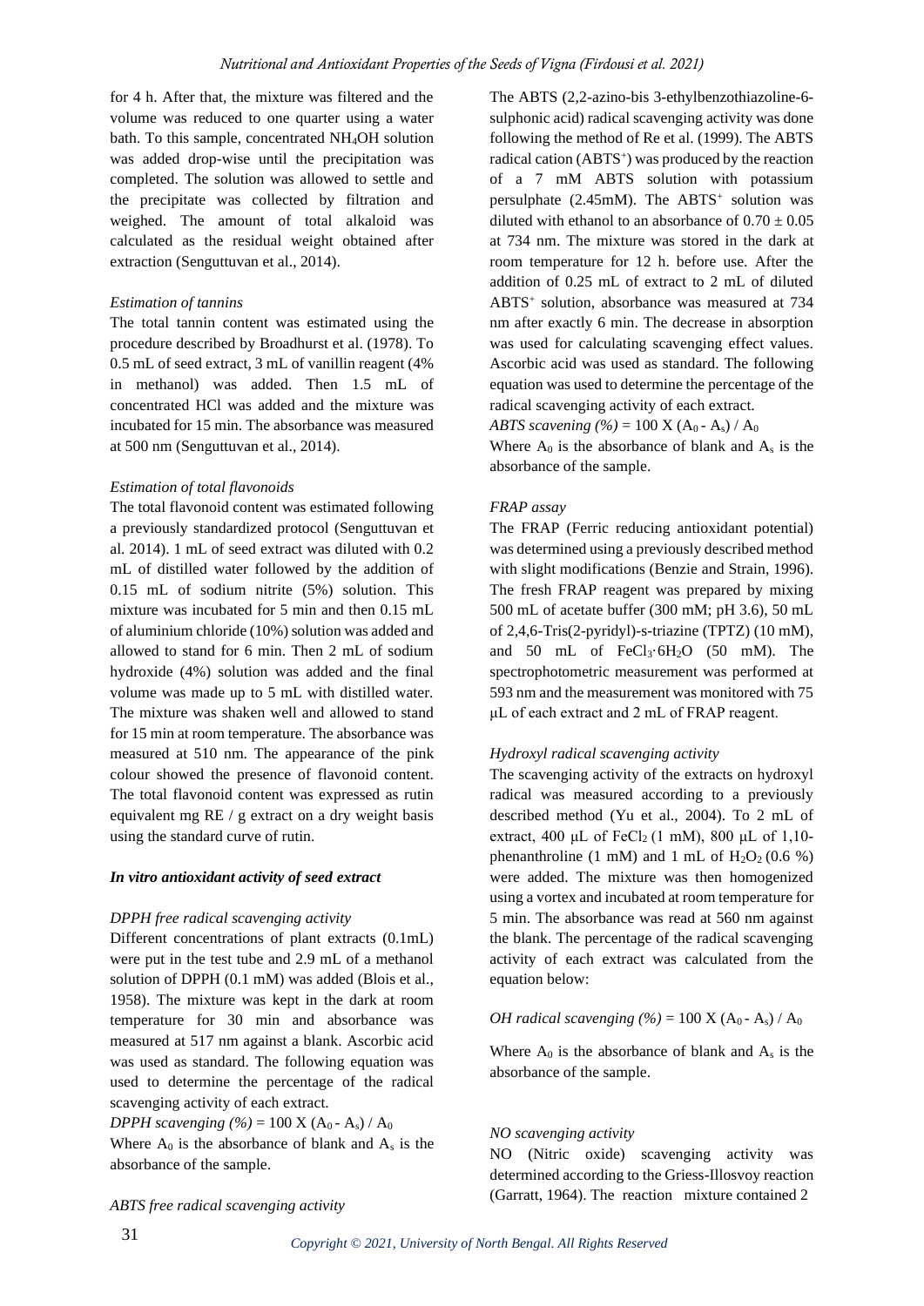for 4 h. After that, the mixture was filtered and the volume was reduced to one quarter using a water bath. To this sample, concentrated $NH_4OH$ solution was added drop-wise until the precipitation was completed. The solution was allowed to settle and the precipitate was collected by filtration and weighed. The amount of total alkaloid was calculated as the residual weight obtained after extraction (Senguttuvan et al., 2014).

*Estimation of tannins*

The total tannin content was estimated using the procedure described by Broadhurst et al. (1978). To 0.5 mL of seed extract, 3 mL of vanillin reagent (4% in methanol) was added. Then 1.5 mL of concentrated HCl was added and the mixture was incubated for 15 min. The absorbance was measured at 500 nm (Senguttuvan et al., 2014).

*Estimation of total flavonoids*

The total flavonoid content was estimated following a previously standardized protocol (Senguttuvan et al. 2014). 1 mL of seed extract was diluted with 0.2 mL of distilled water followed by the addition of 0.15 mL of sodium nitrite (5%) solution. This mixture was incubated for 5 min and then 0.15 mL of aluminium chloride (10%) solution was added and allowed to stand for 6 min. Then 2 mL of sodium hydroxide (4%) solution was added and the final volume was made up to 5 mL with distilled water. The mixture was shaken well and allowed to stand for 15 min at room temperature. The absorbance was measured at 510 nm. The appearance of the pink colour showed the presence of flavonoid content. The total flavonoid content was expressed as rutin equivalent mg RE / g extract on a dry weight basis using the standard curve of rutin.

***In vitro antioxidant activity of seed extract***

*DPPH free radical scavenging activity*

Different concentrations of plant extracts (0.1mL) were put in the test tube and 2.9 mL of a methanol solution of DPPH (0.1 mM) was added (Blois et al., 1958). The mixture was kept in the dark at room temperature for 30 min and absorbance was measured at 517 nm against a blank. Ascorbic acid was used as standard. The following equation was used to determine the percentage of the radical scavenging activity of each extract.

*DPPH scavenging (%)* = $100 \times (A_0 - A_s) / A_0$

Where $A_0$ is the absorbance of blank and $A_s$ is the absorbance of the sample.

*ABTS free radical scavenging activity*

The ABTS (2,2-azino-bis 3-ethylbenzothiazoline-6-sulphonic acid) radical scavenging activity was done following the method of Re et al. (1999). The ABTS radical cation ($ABTS^+$) was produced by the reaction of a 7 mM ABTS solution with potassium persulphate (2.45mM). The $ABTS^+$ solution was diluted with ethanol to an absorbance of $0.70 \pm 0.05$ at 734 nm. The mixture was stored in the dark at room temperature for 12 h. before use. After the addition of 0.25 mL of extract to 2 mL of diluted $ABTS^+$ solution, absorbance was measured at 734 nm after exactly 6 min. The decrease in absorption was used for calculating scavenging effect values. Ascorbic acid was used as standard. The following equation was used to determine the percentage of the radical scavenging activity of each extract.

*ABTS scavenging (%)* = $100 \times (A_0 - A_s) / A_0$

Where $A_0$ is the absorbance of blank and $A_s$ is the absorbance of the sample.

*FRAP assay*

The FRAP (Ferric reducing antioxidant potential) was determined using a previously described method with slight modifications (Benzie and Strain, 1996). The fresh FRAP reagent was prepared by mixing 500 mL of acetate buffer (300 mM; pH 3.6), 50 mL of 2,4,6-Tris(2-pyridyl)-s-triazine (TPTZ) (10 mM), and 50 mL of $FeCl_3 \cdot 6H_2O$ (50 mM). The spectrophotometric measurement was performed at 593 nm and the measurement was monitored with 75 μL of each extract and 2 mL of FRAP reagent.

*Hydroxyl radical scavenging activity*

The scavenging activity of the extracts on hydroxyl radical was measured according to a previously described method (Yu et al., 2004). To 2 mL of extract, 400 μL of $FeCl_2$ (1 mM), 800 μL of 1,10-phenanthroline (1 mM) and 1 mL of $H_2O_2$ (0.6 %) were added. The mixture was then homogenized using a vortex and incubated at room temperature for 5 min. The absorbance was read at 560 nm against the blank. The percentage of the radical scavenging activity of each extract was calculated from the equation below:

*OH radical scavenging (%)* = $100 \times (A_0 - A_s) / A_0$

Where $A_0$ is the absorbance of blank and $A_s$ is the absorbance of the sample.

*NO scavenging activity*

NO (Nitric oxide) scavenging activity was determined according to the Griess-Illosvoy reaction (Garratt, 1964). The reaction mixture contained 2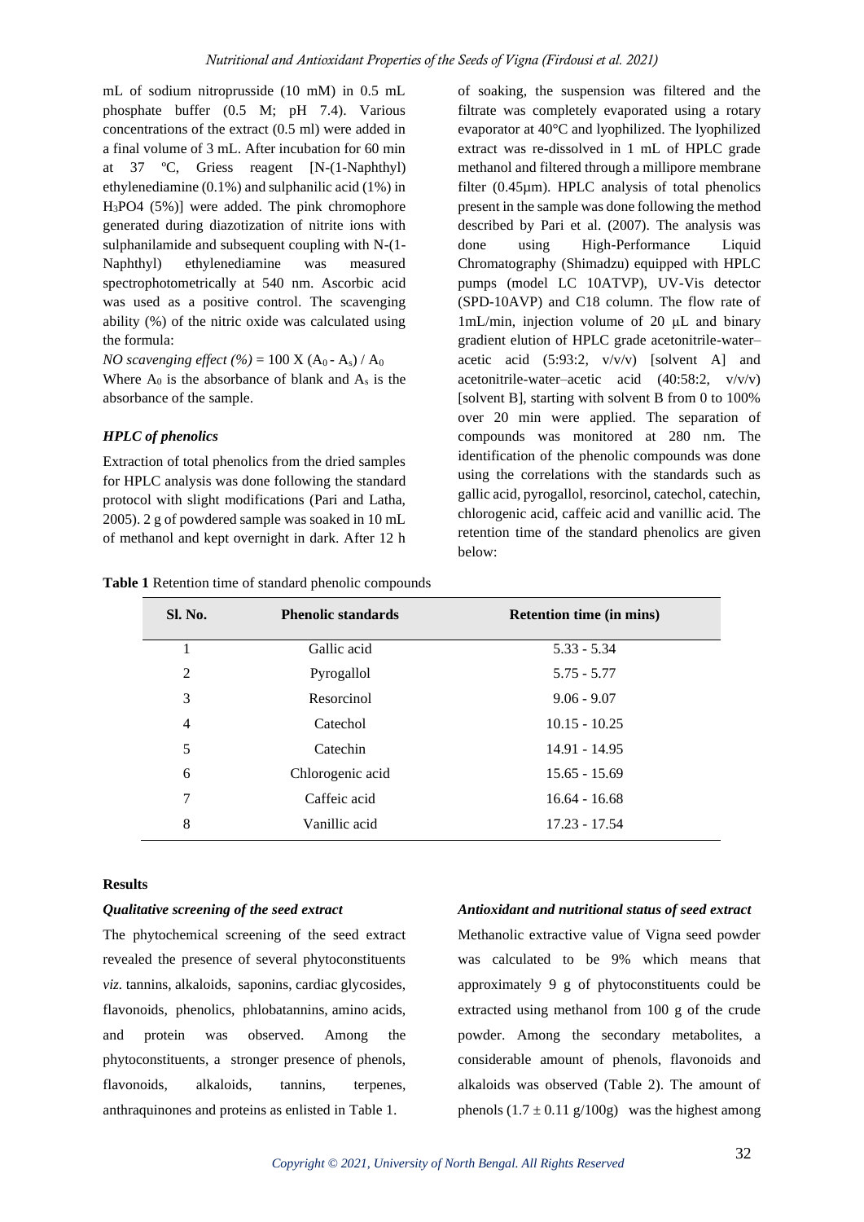mL of sodium nitroprusside (10 mM) in 0.5 mL phosphate buffer (0.5 M; pH 7.4). Various concentrations of the extract (0.5 ml) were added in a final volume of 3 mL. After incubation for 60 min at 37 ºC, Griess reagent [N-(1-Naphthyl) ethylenediamine (0.1%) and sulphanilic acid (1%) in $H_3PO4$ (5%)] were added. The pink chromophore generated during diazotization of nitrite ions with sulphanilamide and subsequent coupling with N-(1-Naphthyl) ethylenediamine was measured spectrophotometrically at 540 nm. Ascorbic acid was used as a positive control. The scavenging ability (%) of the nitric oxide was calculated using the formula:

*NO scavenging effect (%)* = 100 X ($A_0$ - $A_s$) / $A_0$

Where $A_0$ is the absorbance of blank and $A_s$ is the absorbance of the sample.

### *HPLC of phenolics*

Extraction of total phenolics from the dried samples for HPLC analysis was done following the standard protocol with slight modifications (Pari and Latha, 2005). 2 g of powdered sample was soaked in 10 mL of methanol and kept overnight in dark. After 12 h of soaking, the suspension was filtered and the filtrate was completely evaporated using a rotary evaporator at 40°C and lyophilized. The lyophilized extract was re-dissolved in 1 mL of HPLC grade methanol and filtered through a millipore membrane filter (0.45µm). HPLC analysis of total phenolics present in the sample was done following the method described by Pari et al. (2007). The analysis was done using High-Performance Liquid Chromatography (Shimadzu) equipped with HPLC pumps (model LC 10ATVP), UV-Vis detector (SPD-10AVP) and C18 column. The flow rate of 1mL/min, injection volume of 20 µL and binary gradient elution of HPLC grade acetonitrile-water–acetic acid (5:93:2, v/v/v) [solvent A] and acetonitrile-water–acetic acid (40:58:2, v/v/v) [solvent B], starting with solvent B from 0 to 100% over 20 min were applied. The separation of compounds was monitored at 280 nm. The identification of the phenolic compounds was done using the correlations with the standards such as gallic acid, pyrogallol, resorcinol, catechol, catechin, chlorogenic acid, caffeic acid and vanillic acid. The retention time of the standard phenolics are given below:

**Table 1** Retention time of standard phenolic compounds

| Sl. No. | Phenolic standards | Retention time (in mins) |
|---|---|---|
| 1 | Gallic acid | 5.33 - 5.34 |
| 2 | Pyrogallol | 5.75 - 5.77 |
| 3 | Resorcinol | 9.06 - 9.07 |
| 4 | Catechol | 10.15 - 10.25 |
| 5 | Catechin | 14.91 - 14.95 |
| 6 | Chlorogenic acid | 15.65 - 15.69 |
| 7 | Caffeic acid | 16.64 - 16.68 |
| 8 | Vanillic acid | 17.23 - 17.54 |

## Results

### *Qualitative screening of the seed extract*

The phytochemical screening of the seed extract revealed the presence of several phytoconstituents *viz.* tannins, alkaloids, saponins, cardiac glycosides, flavonoids, phenolics, phlobatannins, amino acids, and protein was observed. Among the phytoconstituents, a stronger presence of phenols, flavonoids, alkaloids, tannins, terpenes, anthraquinones and proteins as enlisted in Table 1.

### *Antioxidant and nutritional status of seed extract*

Methanolic extractive value of Vigna seed powder was calculated to be 9% which means that approximately 9 g of phytoconstituents could be extracted using methanol from 100 g of the crude powder. Among the secondary metabolites, a considerable amount of phenols, flavonoids and alkaloids was observed (Table 2). The amount of phenols (1.7 ± 0.11 g/100g) was the highest among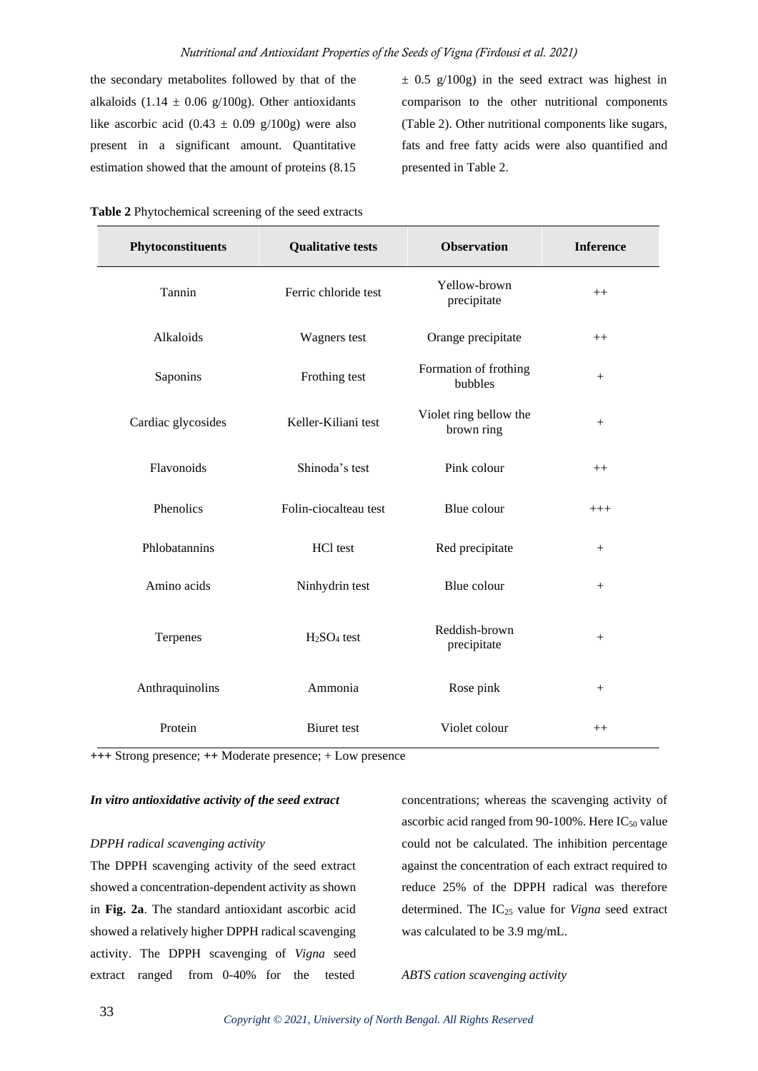the secondary metabolites followed by that of the alkaloids (1.14 ± 0.06 g/100g). Other antioxidants like ascorbic acid (0.43 ± 0.09 g/100g) were also present in a significant amount. Quantitative estimation showed that the amount of proteins (8.15 ± 0.5 g/100g) in the seed extract was highest in comparison to the other nutritional components (Table 2). Other nutritional components like sugars, fats and free fatty acids were also quantified and presented in Table 2.

**Table 2** Phytochemical screening of the seed extracts

| Phytoconstituents | Qualitative tests | Observation | Inference |
|---|---|---|---|
| Tannin | Ferric chloride test | Yellow-brown precipitate | ++ |
| Alkaloids | Wagners test | Orange precipitate | ++ |
| Saponins | Frothing test | Formation of frothing bubbles | + |
| Cardiac glycosides | Keller-Kiliani test | Violet ring bellow the brown ring | + |
| Flavonoids | Shinoda's test | Pink colour | ++ |
| Phenolics | Folin-ciocalteau test | Blue colour | +++ |
| Phlobatannins | HCl test | Red precipitate | + |
| Amino acids | Ninhydrin test | Blue colour | + |
| Terpenes | $H_2SO_4$ test | Reddish-brown precipitate | + |
| Anthraquinolins | Ammonia | Rose pink | + |
| Protein | Biuret test | Violet colour | ++ |

+++ Strong presence; ++ Moderate presence; + Low presence

***In vitro antioxidative activity of the seed extract***

*DPPH radical scavenging activity*

The DPPH scavenging activity of the seed extract showed a concentration-dependent activity as shown in **Fig. 2a**. The standard antioxidant ascorbic acid showed a relatively higher DPPH radical scavenging activity. The DPPH scavenging of *Vigna* seed extract ranged from 0-40% for the tested concentrations; whereas the scavenging activity of ascorbic acid ranged from 90-100%. Here $IC_{50}$ value could not be calculated. The inhibition percentage against the concentration of each extract required to reduce 25% of the DPPH radical was therefore determined. The $IC_{25}$ value for *Vigna* seed extract was calculated to be 3.9 mg/mL.

*ABTS cation scavenging activity*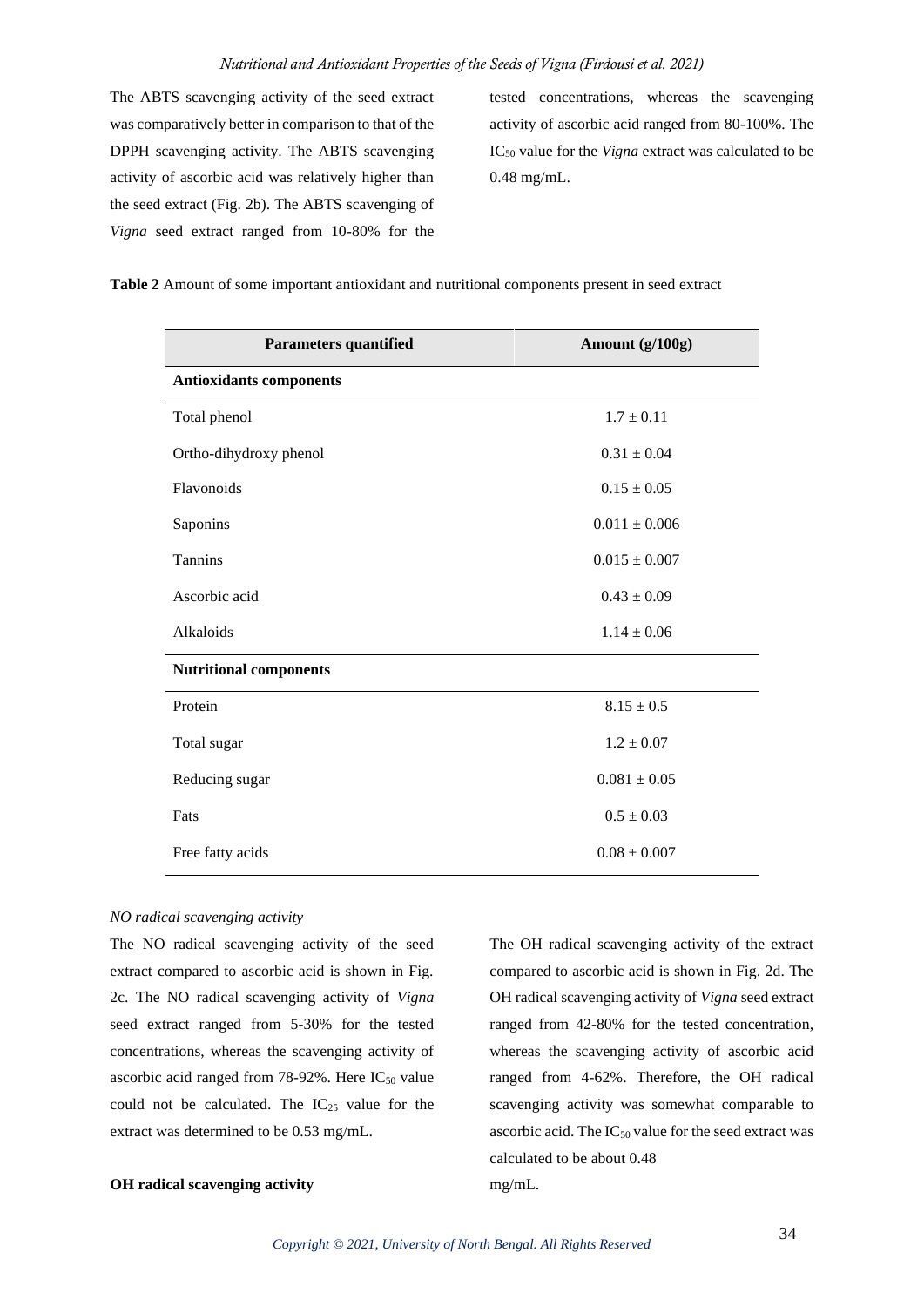The ABTS scavenging activity of the seed extract was comparatively better in comparison to that of the DPPH scavenging activity. The ABTS scavenging activity of ascorbic acid was relatively higher than the seed extract (Fig. 2b). The ABTS scavenging of *Vigna* seed extract ranged from 10-80% for the tested concentrations, whereas the scavenging activity of ascorbic acid ranged from 80-100%. The $IC_{50}$ value for the *Vigna* extract was calculated to be 0.48 mg/mL.

**Table 2** Amount of some important antioxidant and nutritional components present in seed extract

| Parameters quantified | Amount (g/100g) |
|---|---|
| **Antioxidants components** | |
| Total phenol | 1.7 ± 0.11 |
| Ortho-dihydroxy phenol | 0.31 ± 0.04 |
| Flavonoids | 0.15 ± 0.05 |
| Saponins | 0.011 ± 0.006 |
| Tannins | 0.015 ± 0.007 |
| Ascorbic acid | 0.43 ± 0.09 |
| Alkaloids | 1.14 ± 0.06 |
| **Nutritional components** | |
| Protein | 8.15 ± 0.5 |
| Total sugar | 1.2 ± 0.07 |
| Reducing sugar | 0.081 ± 0.05 |
| Fats | 0.5 ± 0.03 |
| Free fatty acids | 0.08 ± 0.007 |

*NO radical scavenging activity*

The NO radical scavenging activity of the seed extract compared to ascorbic acid is shown in Fig. 2c. The NO radical scavenging activity of *Vigna* seed extract ranged from 5-30% for the tested concentrations, whereas the scavenging activity of ascorbic acid ranged from 78-92%. Here $IC_{50}$ value could not be calculated. The $IC_{25}$ value for the extract was determined to be 0.53 mg/mL.

**OH radical scavenging activity**

The OH radical scavenging activity of the extract compared to ascorbic acid is shown in Fig. 2d. The OH radical scavenging activity of *Vigna* seed extract ranged from 42-80% for the tested concentration, whereas the scavenging activity of ascorbic acid ranged from 4-62%. Therefore, the OH radical scavenging activity was somewhat comparable to ascorbic acid. The $IC_{50}$ value for the seed extract was calculated to be about 0.48 mg/mL.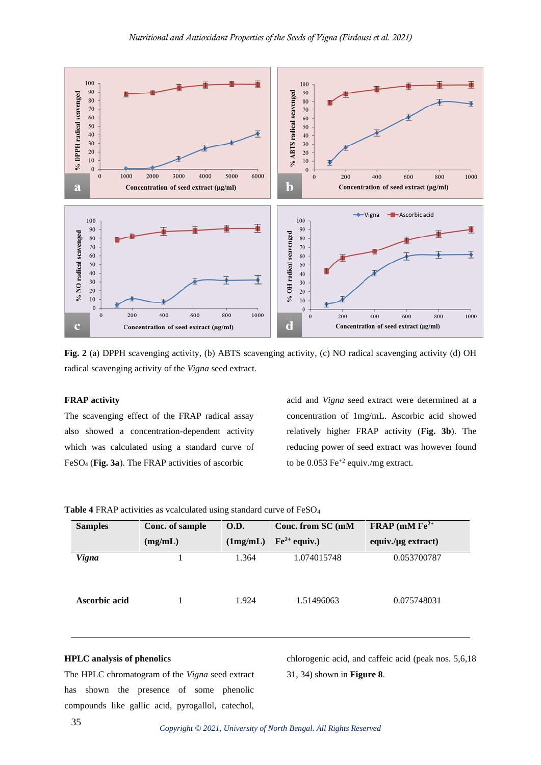Fig. 2 (a) DPPH scavenging activity, (b) ABTS scavenging activity, (c) NO radical scavenging activity (d) OH radical scavenging activity of the *Vigna* seed extract.

**FRAP activity**

The scavenging effect of the FRAP radical assay also showed a concentration-dependent activity which was calculated using a standard curve of $FeSO_4$ (**Fig. 3a**). The FRAP activities of ascorbic acid and *Vigna* seed extract were determined at a concentration of 1mg/mL. Ascorbic acid showed relatively higher FRAP activity (**Fig. 3b**). The reducing power of seed extract was however found to be 0.053 $Fe^{+2}$ equiv./mg extract.

**Table 4** FRAP activities as vcalculated using standard curve of $FeSO_4$

| Samples | Conc. of sample (mg/mL) | O.D. (1mg/mL) | Conc. from SC (mM $Fe^{2+}$ equiv.) | FRAP (mM $Fe^{2+}$ equiv./µg extract) |
|---|---|---|---|---|
| *Vigna* | 1 | 1.364 | 1.074015748 | 0.053700787 |
| Ascorbic acid | 1 | 1.924 | 1.51496063 | 0.075748031 |

**HPLC analysis of phenolics**

The HPLC chromatogram of the *Vigna* seed extract has shown the presence of some phenolic compounds like gallic acid, pyrogallol, catechol, chlorogenic acid, and caffeic acid (peak nos. 5,6,18 31, 34) shown in **Figure 8**.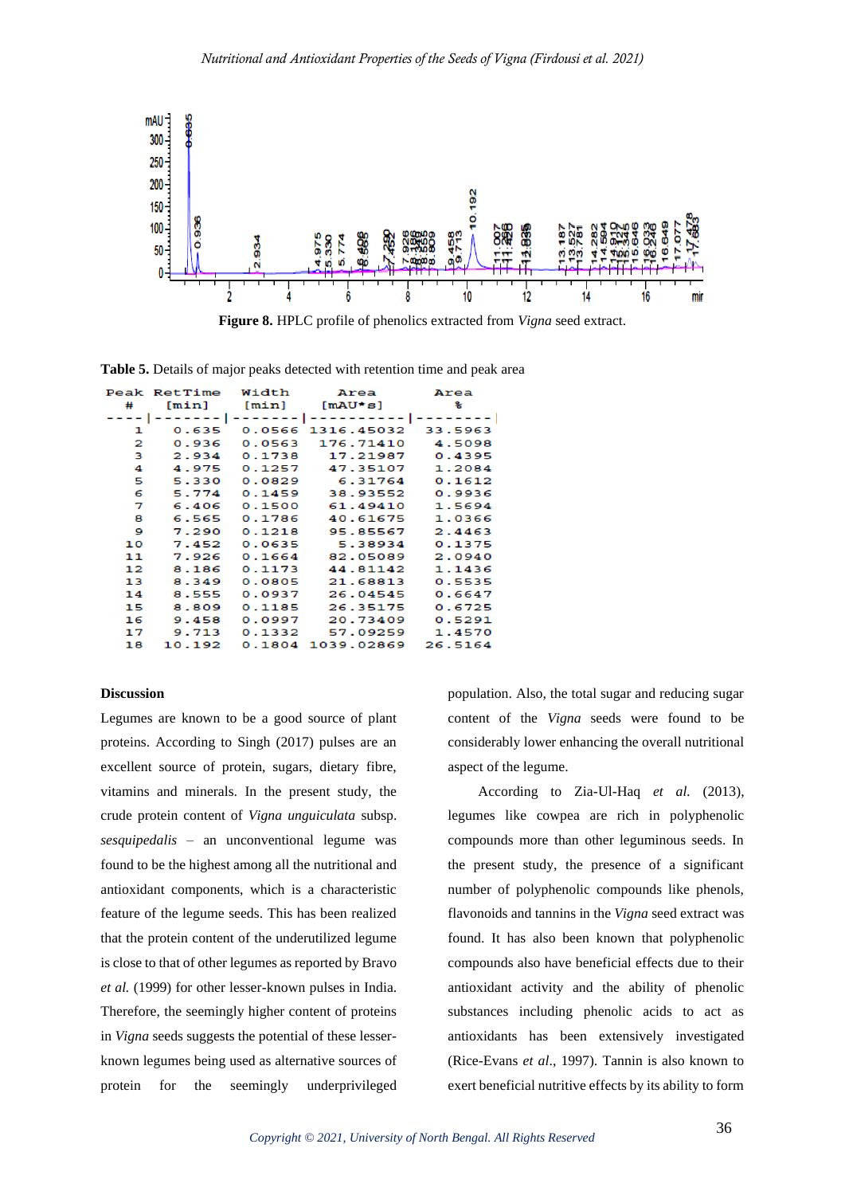Figure 8. HPLC profile of phenolics extracted from *Vigna* seed extract.

**Table 5.** Details of major peaks detected with retention time and peak area

| Peak # | RetTime [min] | Width [min] | Area [mAU*s] | Area % |
|---|---|---|---|---|
| 1 | 0.635 | 0.0566 | 1316.45032 | 33.5963 |
| 2 | 0.936 | 0.0563 | 176.71410 | 4.5098 |
| 3 | 2.934 | 0.1738 | 17.21987 | 0.4395 |
| 4 | 4.975 | 0.1257 | 47.35107 | 1.2084 |
| 5 | 5.330 | 0.0829 | 6.31764 | 0.1612 |
| 6 | 5.774 | 0.1459 | 38.93552 | 0.9936 |
| 7 | 6.406 | 0.1500 | 61.49410 | 1.5694 |
| 8 | 6.565 | 0.1786 | 40.61675 | 1.0366 |
| 9 | 7.290 | 0.1218 | 95.85567 | 2.4463 |
| 10 | 7.452 | 0.0635 | 5.38934 | 0.1375 |
| 11 | 7.926 | 0.1664 | 82.05089 | 2.0940 |
| 12 | 8.186 | 0.1173 | 44.81142 | 1.1436 |
| 13 | 8.349 | 0.0805 | 21.68813 | 0.5535 |
| 14 | 8.555 | 0.0937 | 26.04545 | 0.6647 |
| 15 | 8.809 | 0.1185 | 26.35175 | 0.6725 |
| 16 | 9.458 | 0.0997 | 20.73409 | 0.5291 |
| 17 | 9.713 | 0.1332 | 57.09259 | 1.4570 |
| 18 | 10.192 | 0.1804 | 1039.02869 | 26.5164 |

## Discussion

Legumes are known to be a good source of plant proteins. According to Singh (2017) pulses are an excellent source of protein, sugars, dietary fibre, vitamins and minerals. In the present study, the crude protein content of *Vigna unguiculata* subsp. *sesquipedalis* – an unconventional legume was found to be the highest among all the nutritional and antioxidant components, which is a characteristic feature of the legume seeds. This has been realized that the protein content of the underutilized legume is close to that of other legumes as reported by Bravo *et al.* (1999) for other lesser-known pulses in India. Therefore, the seemingly higher content of proteins in *Vigna* seeds suggests the potential of these lesser-known legumes being used as alternative sources of protein for the seemingly underprivileged population. Also, the total sugar and reducing sugar content of the *Vigna* seeds were found to be considerably lower enhancing the overall nutritional aspect of the legume.

According to Zia-Ul-Haq *et al.* (2013), legumes like cowpea are rich in polyphenolic compounds more than other leguminous seeds. In the present study, the presence of a significant number of polyphenolic compounds like phenols, flavonoids and tannins in the *Vigna* seed extract was found. It has also been known that polyphenolic compounds also have beneficial effects due to their antioxidant activity and the ability of phenolic substances including phenolic acids to act as antioxidants has been extensively investigated (Rice-Evans *et al*., 1997). Tannin is also known to exert beneficial nutritive effects by its ability to form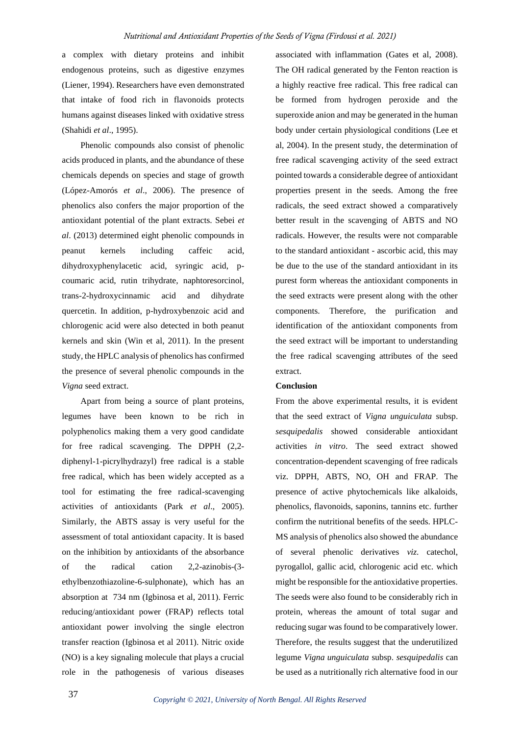a complex with dietary proteins and inhibit endogenous proteins, such as digestive enzymes (Liener, 1994). Researchers have even demonstrated that intake of food rich in flavonoids protects humans against diseases linked with oxidative stress (Shahidi *et al*., 1995).

Phenolic compounds also consist of phenolic acids produced in plants, and the abundance of these chemicals depends on species and stage of growth (López-Amorós *et al*., 2006). The presence of phenolics also confers the major proportion of the antioxidant potential of the plant extracts. Sebei *et al*. (2013) determined eight phenolic compounds in peanut kernels including caffeic acid, dihydroxyphenylacetic acid, syringic acid, p-coumaric acid, rutin trihydrate, naphtoresorcinol, trans-2-hydroxycinnamic acid and dihydrate quercetin. In addition, p-hydroxybenzoic acid and chlorogenic acid were also detected in both peanut kernels and skin (Win et al, 2011). In the present study, the HPLC analysis of phenolics has confirmed the presence of several phenolic compounds in the *Vigna* seed extract.

Apart from being a source of plant proteins, legumes have been known to be rich in polyphenolics making them a very good candidate for free radical scavenging. The DPPH (2,2-diphenyl-1-picrylhydrazyl) free radical is a stable free radical, which has been widely accepted as a tool for estimating the free radical-scavenging activities of antioxidants (Park *et al*., 2005). Similarly, the ABTS assay is very useful for the assessment of total antioxidant capacity. It is based on the inhibition by antioxidants of the absorbance of the radical cation 2,2-azinobis-(3-ethylbenzothiazoline-6-sulphonate), which has an absorption at 734 nm (Igbinosa et al, 2011). Ferric reducing/antioxidant power (FRAP) reflects total antioxidant power involving the single electron transfer reaction (Igbinosa et al 2011). Nitric oxide (NO) is a key signaling molecule that plays a crucial role in the pathogenesis of various diseases associated with inflammation (Gates et al, 2008). The OH radical generated by the Fenton reaction is a highly reactive free radical. This free radical can be formed from hydrogen peroxide and the superoxide anion and may be generated in the human body under certain physiological conditions (Lee et al, 2004). In the present study, the determination of free radical scavenging activity of the seed extract pointed towards a considerable degree of antioxidant properties present in the seeds. Among the free radicals, the seed extract showed a comparatively better result in the scavenging of ABTS and NO radicals. However, the results were not comparable to the standard antioxidant - ascorbic acid, this may be due to the use of the standard antioxidant in its purest form whereas the antioxidant components in the seed extracts were present along with the other components. Therefore, the purification and identification of the antioxidant components from the seed extract will be important to understanding the free radical scavenging attributes of the seed extract.

## Conclusion

From the above experimental results, it is evident that the seed extract of *Vigna unguiculata* subsp. *sesquipedalis* showed considerable antioxidant activities *in vitro*. The seed extract showed concentration-dependent scavenging of free radicals viz. DPPH, ABTS, NO, OH and FRAP. The presence of active phytochemicals like alkaloids, phenolics, flavonoids, saponins, tannins etc. further confirm the nutritional benefits of the seeds. HPLC-MS analysis of phenolics also showed the abundance of several phenolic derivatives *viz.* catechol, pyrogallol, gallic acid, chlorogenic acid etc. which might be responsible for the antioxidative properties. The seeds were also found to be considerably rich in protein, whereas the amount of total sugar and reducing sugar was found to be comparatively lower. Therefore, the results suggest that the underutilized legume *Vigna unguiculata* subsp. *sesquipedalis* can be used as a nutritionally rich alternative food in our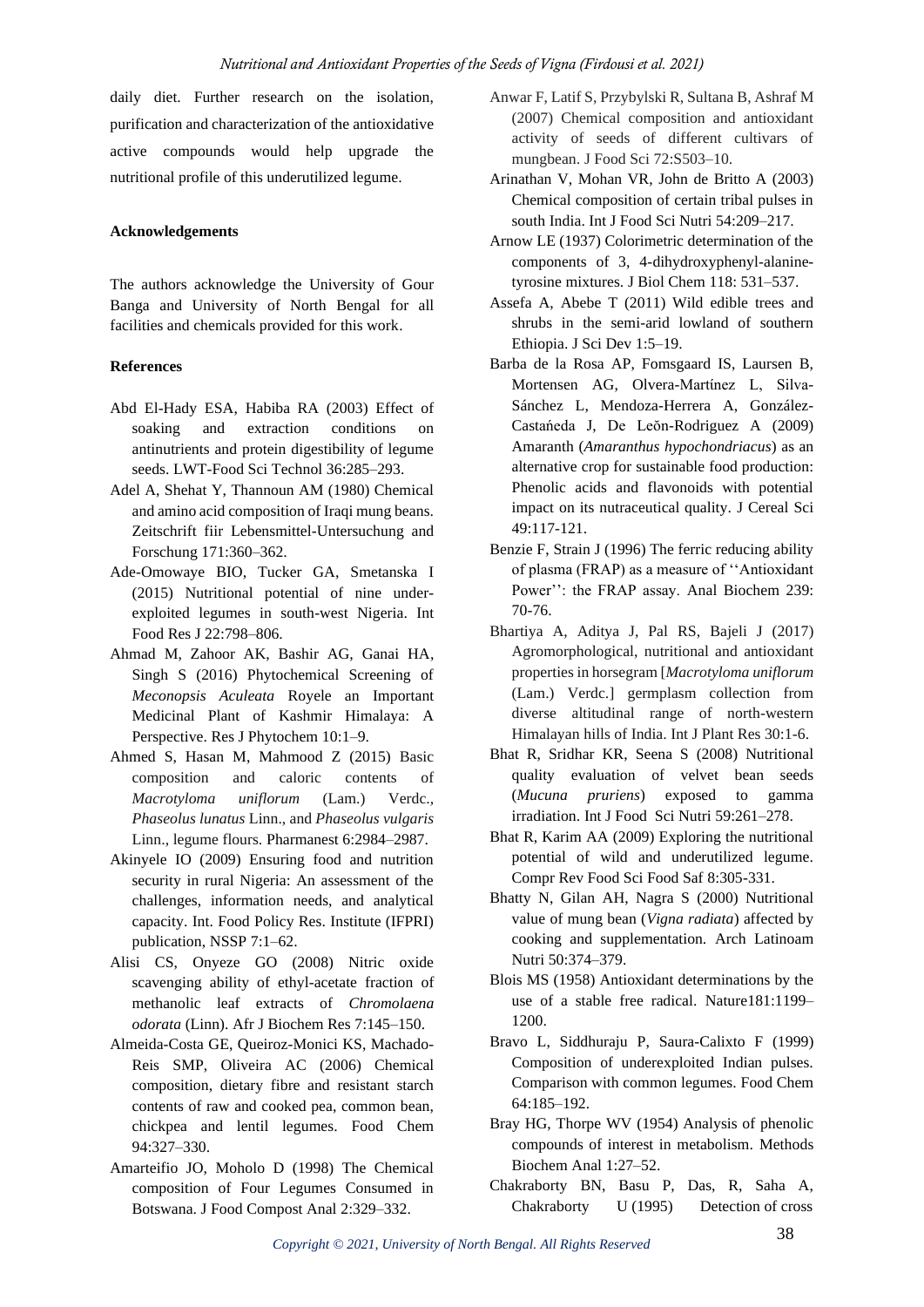daily diet. Further research on the isolation, purification and characterization of the antioxidative active compounds would help upgrade the nutritional profile of this underutilized legume.

## Acknowledgements

The authors acknowledge the University of Gour Banga and University of North Bengal for all facilities and chemicals provided for this work.

## References

Abd El-Hady ESA, Habiba RA (2003) Effect of soaking and extraction conditions on antinutrients and protein digestibility of legume seeds. LWT-Food Sci Technol 36:285–293.

Adel A, Shehat Y, Thannoun AM (1980) Chemical and amino acid composition of Iraqi mung beans. Zeitschrift fiir Lebensmittel-Untersuchung and Forschung 171:360–362.

Ade-Omowaye BIO, Tucker GA, Smetanska I (2015) Nutritional potential of nine under-exploited legumes in south-west Nigeria. Int Food Res J 22:798–806.

Ahmad M, Zahoor AK, Bashir AG, Ganai HA, Singh S (2016) Phytochemical Screening of *Meconopsis Aculeata* Royele an Important Medicinal Plant of Kashmir Himalaya: A Perspective. Res J Phytochem 10:1–9.

Ahmed S, Hasan M, Mahmood Z (2015) Basic composition and caloric contents of *Macrotyloma uniflorum* (Lam.) Verdc., *Phaseolus lunatus* Linn., and *Phaseolus vulgaris* Linn., legume flours. Pharmanest 6:2984–2987.

Akinyele IO (2009) Ensuring food and nutrition security in rural Nigeria: An assessment of the challenges, information needs, and analytical capacity. Int. Food Policy Res. Institute (IFPRI) publication, NSSP 7:1–62.

Alisi CS, Onyeze GO (2008) Nitric oxide scavenging ability of ethyl-acetate fraction of methanolic leaf extracts of *Chromolaena odorata* (Linn). Afr J Biochem Res 7:145–150.

Almeida-Costa GE, Queiroz-Monici KS, Machado-Reis SMP, Oliveira AC (2006) Chemical composition, dietary fibre and resistant starch contents of raw and cooked pea, common bean, chickpea and lentil legumes. Food Chem 94:327–330.

Amarteifio JO, Moholo D (1998) The Chemical composition of Four Legumes Consumed in Botswana. J Food Compost Anal 2:329–332.

Anwar F, Latif S, Przybylski R, Sultana B, Ashraf M (2007) Chemical composition and antioxidant activity of seeds of different cultivars of mungbean. J Food Sci 72:S503–10.

Arinathan V, Mohan VR, John de Britto A (2003) Chemical composition of certain tribal pulses in south India. Int J Food Sci Nutri 54:209–217.

Arnow LE (1937) Colorimetric determination of the components of 3, 4-dihydroxyphenyl-alanine-tyrosine mixtures. J Biol Chem 118: 531–537.

Assefa A, Abebe T (2011) Wild edible trees and shrubs in the semi-arid lowland of southern Ethiopia. J Sci Dev 1:5–19.

Barba de la Rosa AP, Fomsgaard IS, Laursen B, Mortensen AG, Olvera-Martínez L, Silva-Sánchez L, Mendoza-Herrera A, González-Castańeda J, De Leŏn-Rodriguez A (2009) Amaranth (*Amaranthus hypochondriacus*) as an alternative crop for sustainable food production: Phenolic acids and flavonoids with potential impact on its nutraceutical quality. J Cereal Sci 49:117-121.

Benzie F, Strain J (1996) The ferric reducing ability of plasma (FRAP) as a measure of ''Antioxidant Power'': the FRAP assay. Anal Biochem 239: 70-76.

Bhartiya A, Aditya J, Pal RS, Bajeli J (2017) Agromorphological, nutritional and antioxidant properties in horsegram [*Macrotyloma uniflorum* (Lam.) Verdc.] germplasm collection from diverse altitudinal range of north-western Himalayan hills of India. Int J Plant Res 30:1-6.

Bhat R, Sridhar KR, Seena S (2008) Nutritional quality evaluation of velvet bean seeds (*Mucuna pruriens*) exposed to gamma irradiation. Int J Food Sci Nutri 59:261–278.

Bhat R, Karim AA (2009) Exploring the nutritional potential of wild and underutilized legume. Compr Rev Food Sci Food Saf 8:305-331.

Bhatty N, Gilan AH, Nagra S (2000) Nutritional value of mung bean (*Vigna radiata*) affected by cooking and supplementation. Arch Latinoam Nutri 50:374–379.

Blois MS (1958) Antioxidant determinations by the use of a stable free radical. Nature181:1199–1200.

Bravo L, Siddhuraju P, Saura-Calixto F (1999) Composition of underexploited Indian pulses. Comparison with common legumes. Food Chem 64:185–192.

Bray HG, Thorpe WV (1954) Analysis of phenolic compounds of interest in metabolism. Methods Biochem Anal 1:27–52.

Chakraborty BN, Basu P, Das, R, Saha A, Chakraborty U (1995) Detection of cross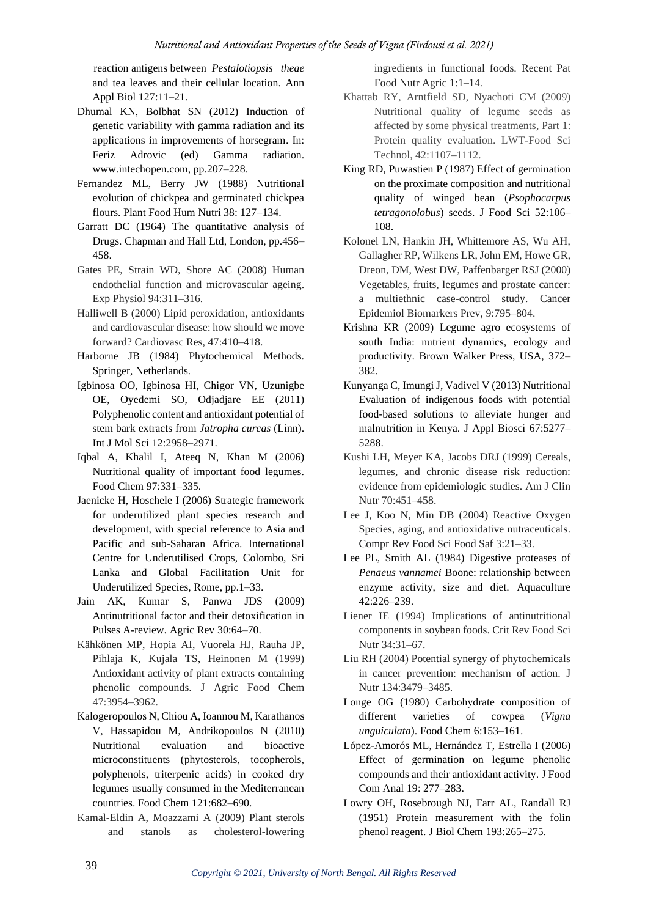reaction antigens between *Pestalotiopsis theae* and tea leaves and their cellular location. Ann Appl Biol 127:11–21.

Dhumal KN, Bolbhat SN (2012) Induction of genetic variability with gamma radiation and its applications in improvements of horsegram. In: Feriz Adrovic (ed) Gamma radiation. www.intechopen.com, pp.207–228.

Fernandez ML, Berry JW (1988) Nutritional evolution of chickpea and germinated chickpea flours. Plant Food Hum Nutri 38: 127–134.

Garratt DC (1964) The quantitative analysis of Drugs. Chapman and Hall Ltd, London, pp.456–458.

Gates PE, Strain WD, Shore AC (2008) Human endothelial function and microvascular ageing. Exp Physiol 94:311–316.

Halliwell B (2000) Lipid peroxidation, antioxidants and cardiovascular disease: how should we move forward? Cardiovasc Res, 47:410–418.

Harborne JB (1984) Phytochemical Methods. Springer, Netherlands.

Igbinosa OO, Igbinosa HI, Chigor VN, Uzunigbe OE, Oyedemi SO, Odjadjare EE (2011) Polyphenolic content and antioxidant potential of stem bark extracts from *Jatropha curcas* (Linn). Int J Mol Sci 12:2958–2971.

Iqbal A, Khalil I, Ateeq N, Khan M (2006) Nutritional quality of important food legumes. Food Chem 97:331–335.

Jaenicke H, Hoschele I (2006) Strategic framework for underutilized plant species research and development, with special reference to Asia and Pacific and sub-Saharan Africa. International Centre for Underutilised Crops, Colombo, Sri Lanka and Global Facilitation Unit for Underutilized Species, Rome, pp.1–33.

Jain AK, Kumar S, Panwa JDS (2009) Antinutritional factor and their detoxification in Pulses A-review. Agric Rev 30:64–70.

Kähkönen MP, Hopia AI, Vuorela HJ, Rauha JP, Pihlaja K, Kujala TS, Heinonen M (1999) Antioxidant activity of plant extracts containing phenolic compounds. J Agric Food Chem 47:3954–3962.

Kalogeropoulos N, Chiou A, Ioannou M, Karathanos V, Hassapidou M, Andrikopoulos N (2010) Nutritional evaluation and bioactive microconstituents (phytosterols, tocopherols, polyphenols, triterpenic acids) in cooked dry legumes usually consumed in the Mediterranean countries. Food Chem 121:682–690.

Kamal-Eldin A, Moazzami A (2009) Plant sterols and stanols as cholesterol-lowering ingredients in functional foods. Recent Pat Food Nutr Agric 1:1–14.

Khattab RY, Arntfield SD, Nyachoti CM (2009) Nutritional quality of legume seeds as affected by some physical treatments, Part 1: Protein quality evaluation. LWT-Food Sci Technol, 42:1107–1112.

King RD, Puwastien P (1987) Effect of germination on the proximate composition and nutritional quality of winged bean (*Psophocarpus tetragonolobus*) seeds. J Food Sci 52:106–108.

Kolonel LN, Hankin JH, Whittemore AS, Wu AH, Gallagher RP, Wilkens LR, John EM, Howe GR, Dreon, DM, West DW, Paffenbarger RSJ (2000) Vegetables, fruits, legumes and prostate cancer: a multiethnic case-control study. Cancer Epidemiol Biomarkers Prev, 9:795–804.

Krishna KR (2009) Legume agro ecosystems of south India: nutrient dynamics, ecology and productivity. Brown Walker Press, USA, 372–382.

Kunyanga C, Imungi J, Vadivel V (2013) Nutritional Evaluation of indigenous foods with potential food-based solutions to alleviate hunger and malnutrition in Kenya. J Appl Biosci 67:5277–5288.

Kushi LH, Meyer KA, Jacobs DRJ (1999) Cereals, legumes, and chronic disease risk reduction: evidence from epidemiologic studies. Am J Clin Nutr 70:451–458.

Lee J, Koo N, Min DB (2004) Reactive Oxygen Species, aging, and antioxidative nutraceuticals. Compr Rev Food Sci Food Saf 3:21–33.

Lee PL, Smith AL (1984) Digestive proteases of *Penaeus vannamei* Boone: relationship between enzyme activity, size and diet. Aquaculture 42:226–239.

Liener IE (1994) Implications of antinutritional components in soybean foods. Crit Rev Food Sci Nutr 34:31–67.

Liu RH (2004) Potential synergy of phytochemicals in cancer prevention: mechanism of action. J Nutr 134:3479–3485.

Longe OG (1980) Carbohydrate composition of different varieties of cowpea (*Vigna unguiculata*). Food Chem 6:153–161.

López-Amorós ML, Hernández T, Estrella I (2006) Effect of germination on legume phenolic compounds and their antioxidant activity. J Food Com Anal 19: 277–283.

Lowry OH, Rosebrough NJ, Farr AL, Randall RJ (1951) Protein measurement with the folin phenol reagent. J Biol Chem 193:265–275.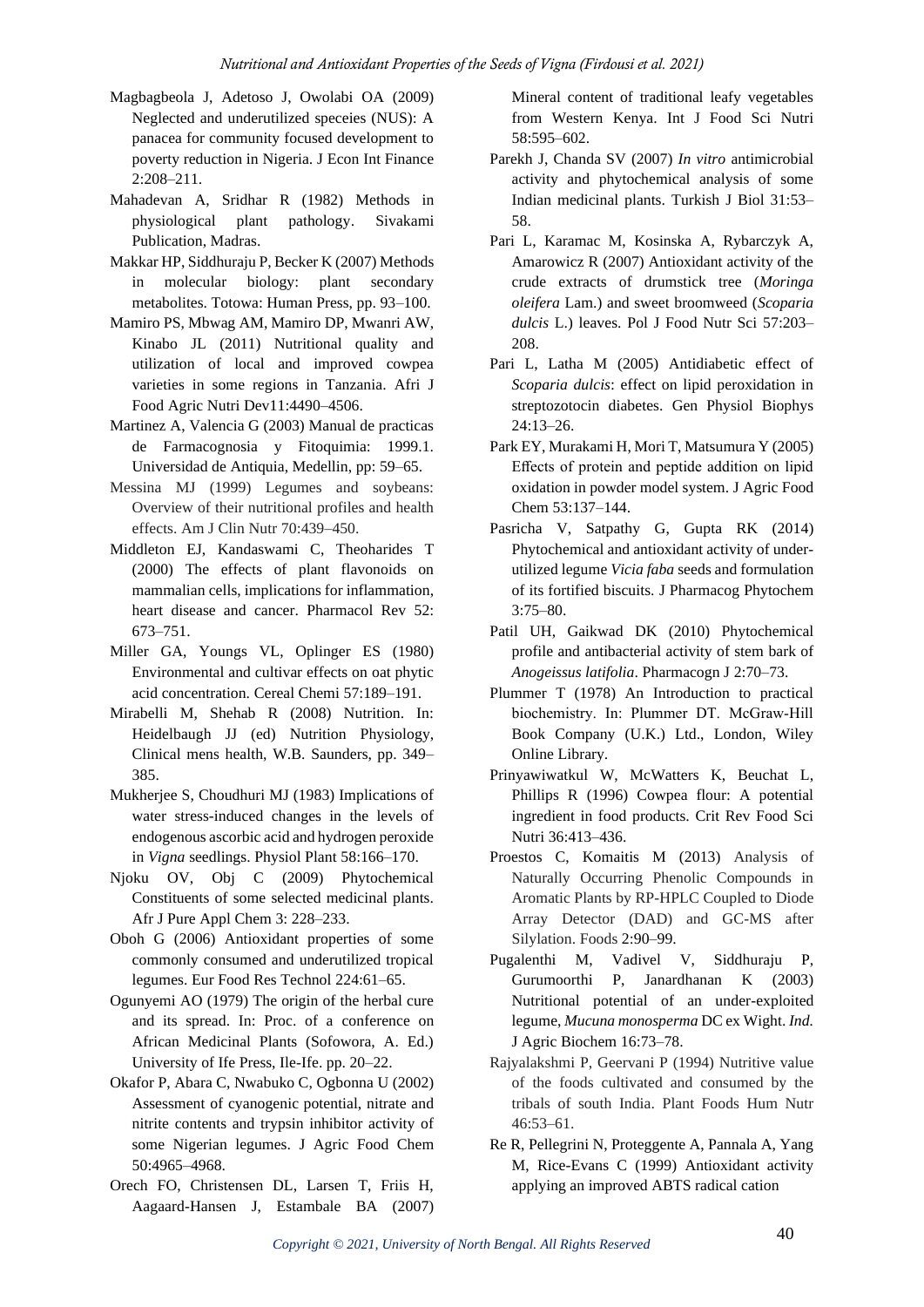Magbagbeola J, Adetoso J, Owolabi OA (2009) Neglected and underutilized speceies (NUS): A panacea for community focused development to poverty reduction in Nigeria. J Econ Int Finance 2:208–211.

Mahadevan A, Sridhar R (1982) Methods in physiological plant pathology. Sivakami Publication, Madras.

Makkar HP, Siddhuraju P, Becker K (2007) Methods in molecular biology: plant secondary metabolites. Totowa: Human Press, pp. 93–100.

Mamiro PS, Mbwag AM, Mamiro DP, Mwanri AW, Kinabo JL (2011) Nutritional quality and utilization of local and improved cowpea varieties in some regions in Tanzania. Afri J Food Agric Nutri Dev11:4490–4506.

Martinez A, Valencia G (2003) Manual de practicas de Farmacognosia y Fitoquimia: 1999.1. Universidad de Antiquia, Medellin, pp: 59–65.

Messina MJ (1999) Legumes and soybeans: Overview of their nutritional profiles and health effects. Am J Clin Nutr 70:439–450.

Middleton EJ, Kandaswami C, Theoharides T (2000) The effects of plant flavonoids on mammalian cells, implications for inflammation, heart disease and cancer. Pharmacol Rev 52: 673–751.

Miller GA, Youngs VL, Oplinger ES (1980) Environmental and cultivar effects on oat phytic acid concentration. Cereal Chemi 57:189–191.

Mirabelli M, Shehab R (2008) Nutrition. In: Heidelbaugh JJ (ed) Nutrition Physiology, Clinical mens health, W.B. Saunders, pp. 349–385.

Mukherjee S, Choudhuri MJ (1983) Implications of water stress-induced changes in the levels of endogenous ascorbic acid and hydrogen peroxide in *Vigna* seedlings. Physiol Plant 58:166–170.

Njoku OV, Obj C (2009) Phytochemical Constituents of some selected medicinal plants. Afr J Pure Appl Chem 3: 228–233.

Oboh G (2006) Antioxidant properties of some commonly consumed and underutilized tropical legumes. Eur Food Res Technol 224:61–65.

Ogunyemi AO (1979) The origin of the herbal cure and its spread. In: Proc. of a conference on African Medicinal Plants (Sofowora, A. Ed.) University of Ife Press, Ile-Ife. pp. 20–22.

Okafor P, Abara C, Nwabuko C, Ogbonna U (2002) Assessment of cyanogenic potential, nitrate and nitrite contents and trypsin inhibitor activity of some Nigerian legumes. J Agric Food Chem 50:4965–4968.

Orech FO, Christensen DL, Larsen T, Friis H, Aagaard-Hansen J, Estambale BA (2007) Mineral content of traditional leafy vegetables from Western Kenya. Int J Food Sci Nutri 58:595–602.

Parekh J, Chanda SV (2007) *In vitro* antimicrobial activity and phytochemical analysis of some Indian medicinal plants. Turkish J Biol 31:53–58.

Pari L, Karamac M, Kosinska A, Rybarczyk A, Amarowicz R (2007) Antioxidant activity of the crude extracts of drumstick tree (*Moringa oleifera* Lam.) and sweet broomweed (*Scoparia dulcis* L.) leaves. Pol J Food Nutr Sci 57:203–208.

Pari L, Latha M (2005) Antidiabetic effect of *Scoparia dulcis*: effect on lipid peroxidation in streptozotocin diabetes. Gen Physiol Biophys 24:13–26.

Park EY, Murakami H, Mori T, Matsumura Y (2005) Effects of protein and peptide addition on lipid oxidation in powder model system. J Agric Food Chem 53:137–144.

Pasricha V, Satpathy G, Gupta RK (2014) Phytochemical and antioxidant activity of under-utilized legume *Vicia faba* seeds and formulation of its fortified biscuits. J Pharmacog Phytochem 3:75–80.

Patil UH, Gaikwad DK (2010) Phytochemical profile and antibacterial activity of stem bark of *Anogeissus latifolia*. Pharmacogn J 2:70–73.

Plummer T (1978) An Introduction to practical biochemistry. In: Plummer DT. McGraw-Hill Book Company (U.K.) Ltd., London, Wiley Online Library.

Prinyawiwatkul W, McWatters K, Beuchat L, Phillips R (1996) Cowpea flour: A potential ingredient in food products. Crit Rev Food Sci Nutri 36:413–436.

Proestos C, Komaitis M (2013) Analysis of Naturally Occurring Phenolic Compounds in Aromatic Plants by RP-HPLC Coupled to Diode Array Detector (DAD) and GC-MS after Silylation. Foods 2:90–99.

Pugalenthi M, Vadivel V, Siddhuraju P, Gurumoorthi P, Janardhanan K (2003) Nutritional potential of an under-exploited legume, *Mucuna monosperma* DC ex Wight. *Ind.* J Agric Biochem 16:73–78.

Rajyalakshmi P, Geervani P (1994) Nutritive value of the foods cultivated and consumed by the tribals of south India. Plant Foods Hum Nutr 46:53–61.

Re R, Pellegrini N, Proteggente A, Pannala A, Yang M, Rice-Evans C (1999) Antioxidant activity applying an improved ABTS radical cation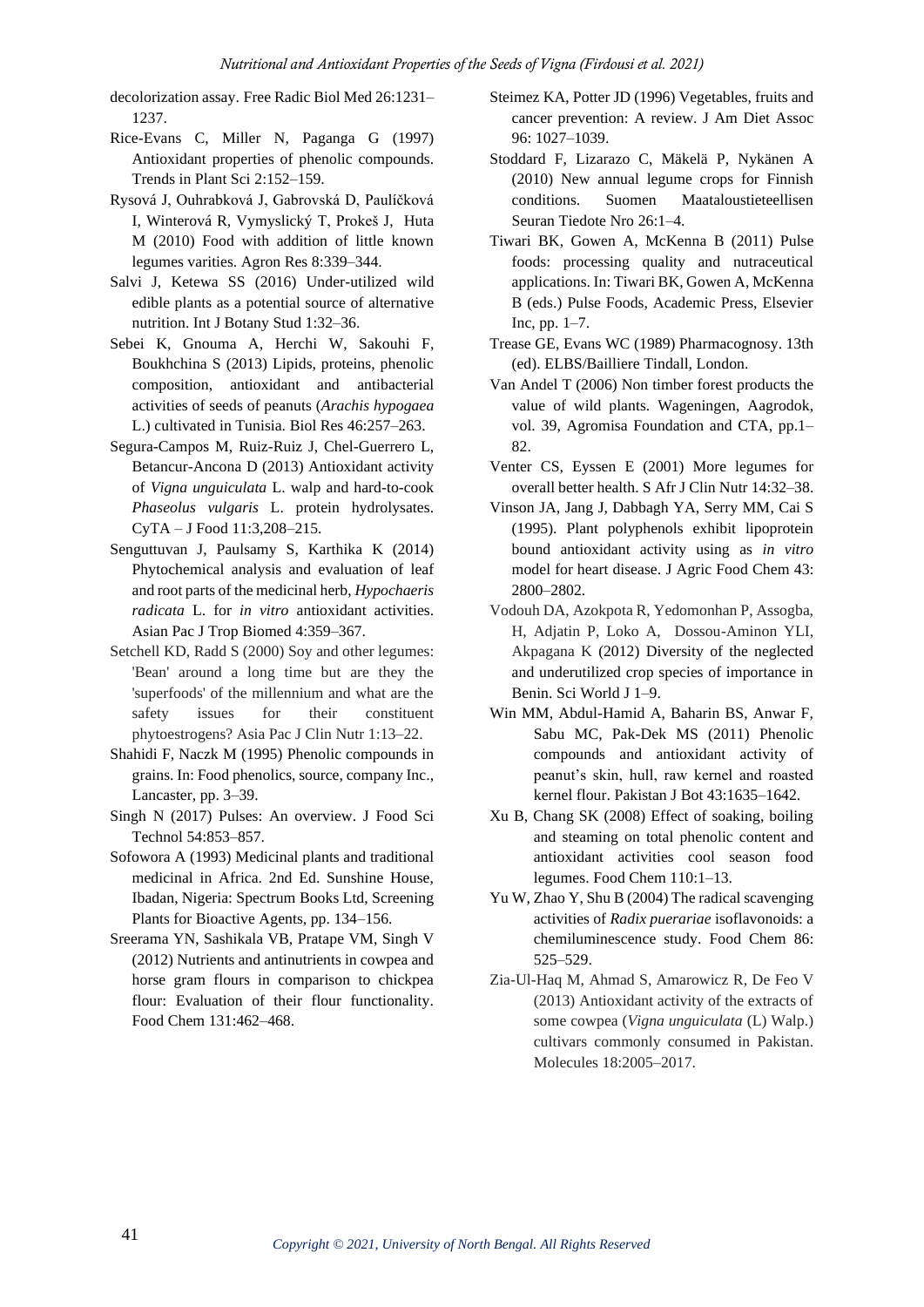decolorization assay. Free Radic Biol Med 26:1231–1237.

Rice-Evans C, Miller N, Paganga G (1997) Antioxidant properties of phenolic compounds. Trends in Plant Sci 2:152–159.

Rysová J, Ouhrabková J, Gabrovská D, Paulíčková I, Winterová R, Vymyslický T, Prokeš J, Huta M (2010) Food with addition of little known legumes varities. Agron Res 8:339–344.

Salvi J, Ketewa SS (2016) Under-utilized wild edible plants as a potential source of alternative nutrition. Int J Botany Stud 1:32–36.

Sebei K, Gnouma A, Herchi W, Sakouhi F, Boukhchina S (2013) Lipids, proteins, phenolic composition, antioxidant and antibacterial activities of seeds of peanuts (*Arachis hypogaea* L.) cultivated in Tunisia. Biol Res 46:257–263.

Segura-Campos M, Ruiz-Ruiz J, Chel-Guerrero L, Betancur-Ancona D (2013) Antioxidant activity of *Vigna unguiculata* L. walp and hard-to-cook *Phaseolus vulgaris* L. protein hydrolysates. CyTA – J Food 11:3,208–215.

Senguttuvan J, Paulsamy S, Karthika K (2014) Phytochemical analysis and evaluation of leaf and root parts of the medicinal herb, *Hypochaeris radicata* L. for *in vitro* antioxidant activities. Asian Pac J Trop Biomed 4:359–367.

Setchell KD, Radd S (2000) Soy and other legumes: 'Bean' around a long time but are they the 'superfoods' of the millennium and what are the safety issues for their constituent phytoestrogens? Asia Pac J Clin Nutr 1:13–22.

Shahidi F, Naczk M (1995) Phenolic compounds in grains. In: Food phenolics, source, company Inc., Lancaster, pp. 3–39.

Singh N (2017) Pulses: An overview. J Food Sci Technol 54:853–857.

Sofowora A (1993) Medicinal plants and traditional medicinal in Africa. 2nd Ed. Sunshine House, Ibadan, Nigeria: Spectrum Books Ltd, Screening Plants for Bioactive Agents, pp. 134–156.

Sreerama YN, Sashikala VB, Pratape VM, Singh V (2012) Nutrients and antinutrients in cowpea and horse gram flours in comparison to chickpea flour: Evaluation of their flour functionality. Food Chem 131:462–468.

Steimez KA, Potter JD (1996) Vegetables, fruits and cancer prevention: A review. J Am Diet Assoc 96: 1027–1039.

Stoddard F, Lizarazo C, Mäkelä P, Nykänen A (2010) New annual legume crops for Finnish conditions. Suomen Maataloustieteellisen Seuran Tiedote Nro 26:1–4.

Tiwari BK, Gowen A, McKenna B (2011) Pulse foods: processing quality and nutraceutical applications. In: Tiwari BK, Gowen A, McKenna B (eds.) Pulse Foods, Academic Press, Elsevier Inc, pp. 1–7.

Trease GE, Evans WC (1989) Pharmacognosy. 13th (ed). ELBS/Bailliere Tindall, London.

Van Andel T (2006) Non timber forest products the value of wild plants. Wageningen, Aagrodok, vol. 39, Agromisa Foundation and CTA, pp.1–82.

Venter CS, Eyssen E (2001) More legumes for overall better health. S Afr J Clin Nutr 14:32–38.

Vinson JA, Jang J, Dabbagh YA, Serry MM, Cai S (1995). Plant polyphenols exhibit lipoprotein bound antioxidant activity using as *in vitro* model for heart disease. J Agric Food Chem 43: 2800–2802.

Vodouh DA, Azokpota R, Yedomonhan P, Assogba, H, Adjatin P, Loko A, Dossou-Aminon YLI, Akpagana K (2012) Diversity of the neglected and underutilized crop species of importance in Benin. Sci World J 1–9.

Win MM, Abdul-Hamid A, Baharin BS, Anwar F, Sabu MC, Pak-Dek MS (2011) Phenolic compounds and antioxidant activity of peanut's skin, hull, raw kernel and roasted kernel flour. Pakistan J Bot 43:1635–1642.

Xu B, Chang SK (2008) Effect of soaking, boiling and steaming on total phenolic content and antioxidant activities cool season food legumes. Food Chem 110:1–13.

Yu W, Zhao Y, Shu B (2004) The radical scavenging activities of *Radix puerariae* isoflavonoids: a chemiluminescence study. Food Chem 86: 525–529.

Zia-Ul-Haq M, Ahmad S, Amarowicz R, De Feo V (2013) Antioxidant activity of the extracts of some cowpea (*Vigna unguiculata* (L) Walp.) cultivars commonly consumed in Pakistan. Molecules 18:2005–2017.